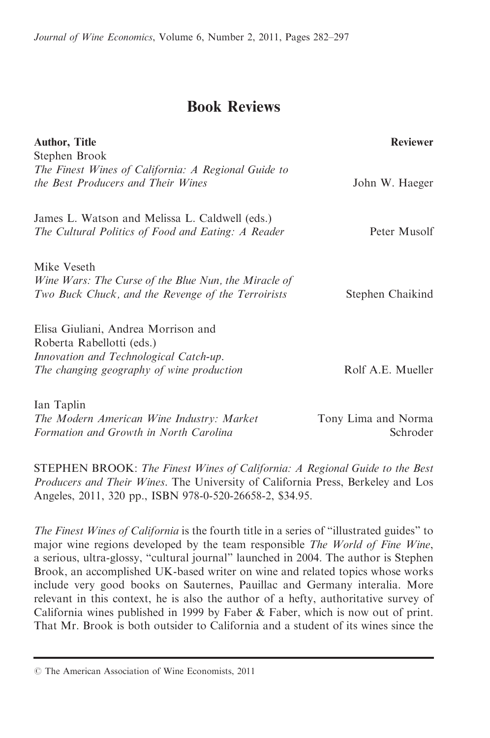# Book Reviews

| Author, Title | Reviewer |
| --- | --- |
| Stephen Brook<br>*The Finest Wines of California: A Regional Guide to the Best Producers and Their Wines* | John W. Haeger |
| James L. Watson and Melissa L. Caldwell (eds.)<br>*The Cultural Politics of Food and Eating: A Reader* | Peter Musolf |
| Mike Veseth<br>*Wine Wars: The Curse of the Blue Nun, the Miracle of Two Buck Chuck, and the Revenge of the Terroirists* | Stephen Chaikind |
| Elisa Giuliani, Andrea Morrison and Roberta Rabellotti (eds.)<br>*Innovation and Technological Catch-up. The changing geography of wine production* | Rolf A.E. Mueller |
| Ian Taplin<br>*The Modern American Wine Industry: Market Formation and Growth in North Carolina* | Tony Lima and Norma Schroder |

STEPHEN BROOK: *The Finest Wines of California: A Regional Guide to the Best Producers and Their Wines*. The University of California Press, Berkeley and Los Angeles, 2011, 320 pp., ISBN 978-0-520-26658-2, $34.95.

*The Finest Wines of California* is the fourth title in a series of "illustrated guides" to major wine regions developed by the team responsible *The World of Fine Wine*, a serious, ultra-glossy, "cultural journal" launched in 2004. The author is Stephen Brook, an accomplished UK-based writer on wine and related topics whose works include very good books on Sauternes, Pauillac and Germany interalia. More relevant in this context, he is also the author of a hefty, authoritative survey of California wines published in 1999 by Faber & Faber, which is now out of print. That Mr. Brook is both outsider to California and a student of its wines since the

© The American Association of Wine Economists, 2011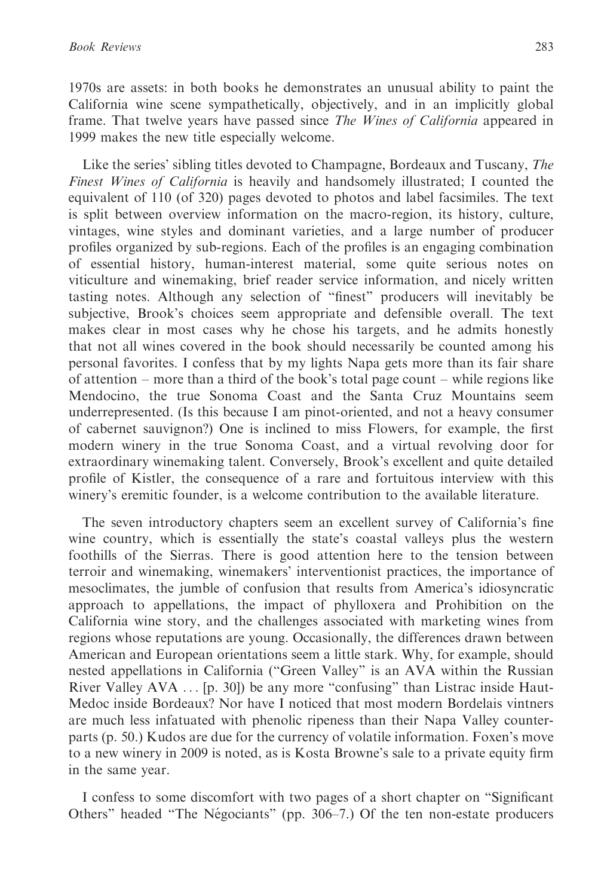1970s are assets: in both books he demonstrates an unusual ability to paint the California wine scene sympathetically, objectively, and in an implicitly global frame. That twelve years have passed since *The Wines of California* appeared in 1999 makes the new title especially welcome.

Like the series' sibling titles devoted to Champagne, Bordeaux and Tuscany, *The Finest Wines of California* is heavily and handsomely illustrated; I counted the equivalent of 110 (of 320) pages devoted to photos and label facsimiles. The text is split between overview information on the macro-region, its history, culture, vintages, wine styles and dominant varieties, and a large number of producer profiles organized by sub-regions. Each of the profiles is an engaging combination of essential history, human-interest material, some quite serious notes on viticulture and winemaking, brief reader service information, and nicely written tasting notes. Although any selection of "finest" producers will inevitably be subjective, Brook's choices seem appropriate and defensible overall. The text makes clear in most cases why he chose his targets, and he admits honestly that not all wines covered in the book should necessarily be counted among his personal favorites. I confess that by my lights Napa gets more than its fair share of attention – more than a third of the book's total page count – while regions like Mendocino, the true Sonoma Coast and the Santa Cruz Mountains seem underrepresented. (Is this because I am pinot-oriented, and not a heavy consumer of cabernet sauvignon?) One is inclined to miss Flowers, for example, the first modern winery in the true Sonoma Coast, and a virtual revolving door for extraordinary winemaking talent. Conversely, Brook's excellent and quite detailed profile of Kistler, the consequence of a rare and fortuitous interview with this winery's eremitic founder, is a welcome contribution to the available literature.

The seven introductory chapters seem an excellent survey of California's fine wine country, which is essentially the state's coastal valleys plus the western foothills of the Sierras. There is good attention here to the tension between terroir and winemaking, winemakers' interventionist practices, the importance of mesoclimates, the jumble of confusion that results from America's idiosyncratic approach to appellations, the impact of phylloxera and Prohibition on the California wine story, and the challenges associated with marketing wines from regions whose reputations are young. Occasionally, the differences drawn between American and European orientations seem a little stark. Why, for example, should nested appellations in California ("Green Valley" is an AVA within the Russian River Valley AVA ... [p. 30]) be any more "confusing" than Listrac inside Haut-Medoc inside Bordeaux? Nor have I noticed that most modern Bordelais vintners are much less infatuated with phenolic ripeness than their Napa Valley counterparts (p. 50.) Kudos are due for the currency of volatile information. Foxen's move to a new winery in 2009 is noted, as is Kosta Browne's sale to a private equity firm in the same year.

I confess to some discomfort with two pages of a short chapter on "Significant Others" headed "The Négociants" (pp. 306–7.) Of the ten non-estate producers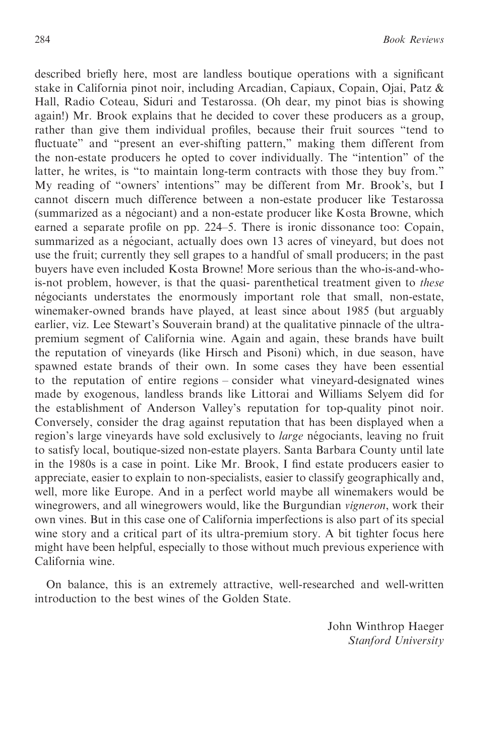described briefly here, most are landless boutique operations with a significant stake in California pinot noir, including Arcadian, Capiaux, Copain, Ojai, Patz & Hall, Radio Coteau, Siduri and Testarossa. (Oh dear, my pinot bias is showing again!) Mr. Brook explains that he decided to cover these producers as a group, rather than give them individual profiles, because their fruit sources "tend to fluctuate" and "present an ever-shifting pattern," making them different from the non-estate producers he opted to cover individually. The "intention" of the latter, he writes, is "to maintain long-term contracts with those they buy from." My reading of "owners' intentions" may be different from Mr. Brook's, but I cannot discern much difference between a non-estate producer like Testarossa (summarized as a négociant) and a non-estate producer like Kosta Browne, which earned a separate profile on pp. 224–5. There is ironic dissonance too: Copain, summarized as a négociant, actually does own 13 acres of vineyard, but does not use the fruit; currently they sell grapes to a handful of small producers; in the past buyers have even included Kosta Browne! More serious than the who-is-and-who-is-not problem, however, is that the quasi- parenthetical treatment given to *these* négociants understates the enormously important role that small, non-estate, winemaker-owned brands have played, at least since about 1985 (but arguably earlier, viz. Lee Stewart's Souverain brand) at the qualitative pinnacle of the ultra-premium segment of California wine. Again and again, these brands have built the reputation of vineyards (like Hirsch and Pisoni) which, in due season, have spawned estate brands of their own. In some cases they have been essential to the reputation of entire regions – consider what vineyard-designated wines made by exogenous, landless brands like Littorai and Williams Selyem did for the establishment of Anderson Valley's reputation for top-quality pinot noir. Conversely, consider the drag against reputation that has been displayed when a region's large vineyards have sold exclusively to *large* négociants, leaving no fruit to satisfy local, boutique-sized non-estate players. Santa Barbara County until late in the 1980s is a case in point. Like Mr. Brook, I find estate producers easier to appreciate, easier to explain to non-specialists, easier to classify geographically and, well, more like Europe. And in a perfect world maybe all winemakers would be winegrowers, and all winegrowers would, like the Burgundian *vigneron*, work their own vines. But in this case one of California imperfections is also part of its special wine story and a critical part of its ultra-premium story. A bit tighter focus here might have been helpful, especially to those without much previous experience with California wine.

On balance, this is an extremely attractive, well-researched and well-written introduction to the best wines of the Golden State.

John Winthrop Haeger
*Stanford University*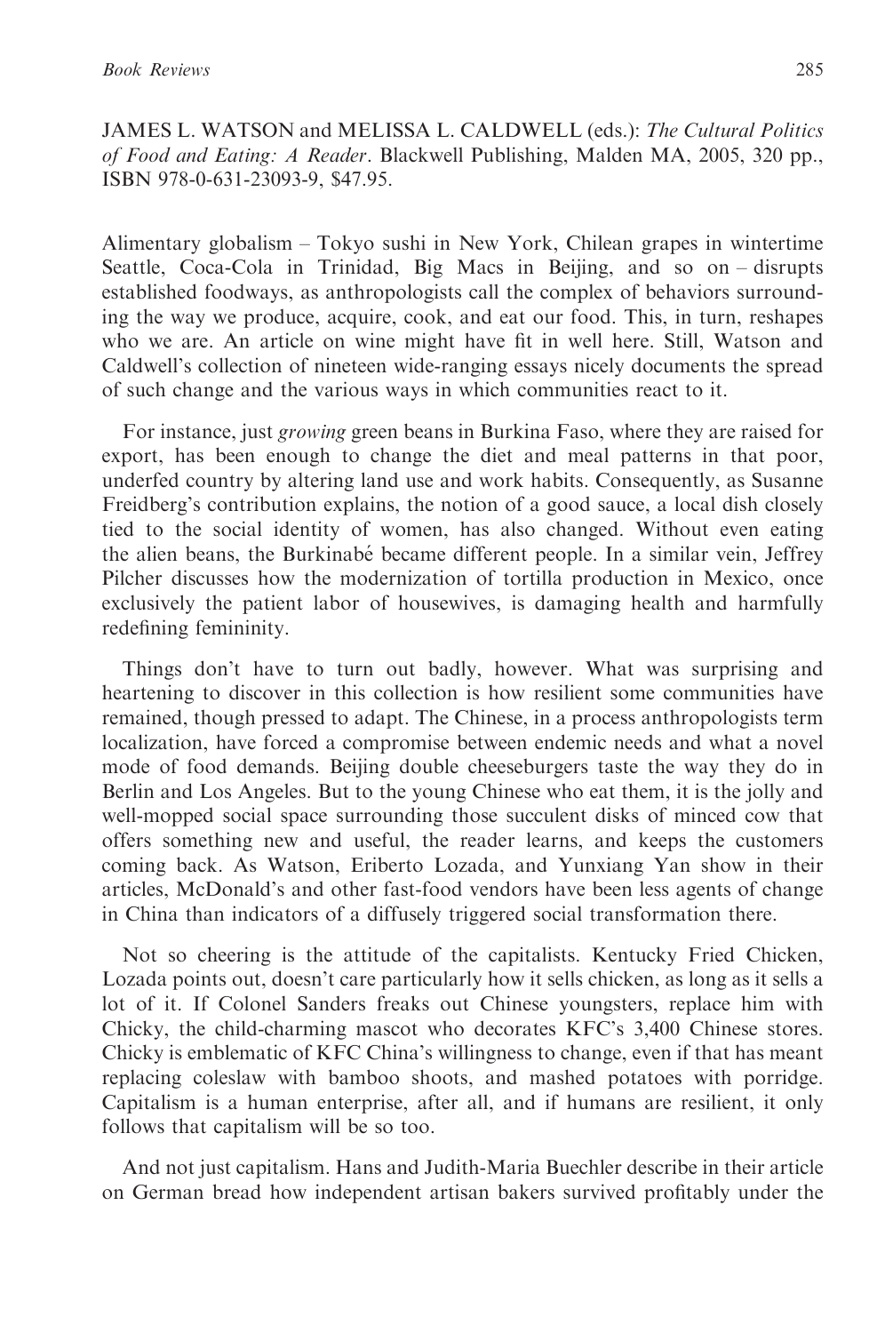JAMES L. WATSON and MELISSA L. CALDWELL (eds.): *The Cultural Politics of Food and Eating: A Reader*. Blackwell Publishing, Malden MA, 2005, 320 pp., ISBN 978-0-631-23093-9, $47.95.

Alimentary globalism – Tokyo sushi in New York, Chilean grapes in wintertime Seattle, Coca-Cola in Trinidad, Big Macs in Beijing, and so on – disrupts established foodways, as anthropologists call the complex of behaviors surrounding the way we produce, acquire, cook, and eat our food. This, in turn, reshapes who we are. An article on wine might have fit in well here. Still, Watson and Caldwell's collection of nineteen wide-ranging essays nicely documents the spread of such change and the various ways in which communities react to it.

For instance, just *growing* green beans in Burkina Faso, where they are raised for export, has been enough to change the diet and meal patterns in that poor, underfed country by altering land use and work habits. Consequently, as Susanne Freidberg's contribution explains, the notion of a good sauce, a local dish closely tied to the social identity of women, has also changed. Without even eating the alien beans, the Burkinabé became different people. In a similar vein, Jeffrey Pilcher discusses how the modernization of tortilla production in Mexico, once exclusively the patient labor of housewives, is damaging health and harmfully redefining femininity.

Things don't have to turn out badly, however. What was surprising and heartening to discover in this collection is how resilient some communities have remained, though pressed to adapt. The Chinese, in a process anthropologists term localization, have forced a compromise between endemic needs and what a novel mode of food demands. Beijing double cheeseburgers taste the way they do in Berlin and Los Angeles. But to the young Chinese who eat them, it is the jolly and well-mopped social space surrounding those succulent disks of minced cow that offers something new and useful, the reader learns, and keeps the customers coming back. As Watson, Eriberto Lozada, and Yunxiang Yan show in their articles, McDonald's and other fast-food vendors have been less agents of change in China than indicators of a diffusely triggered social transformation there.

Not so cheering is the attitude of the capitalists. Kentucky Fried Chicken, Lozada points out, doesn't care particularly how it sells chicken, as long as it sells a lot of it. If Colonel Sanders freaks out Chinese youngsters, replace him with Chicky, the child-charming mascot who decorates KFC's 3,400 Chinese stores. Chicky is emblematic of KFC China's willingness to change, even if that has meant replacing coleslaw with bamboo shoots, and mashed potatoes with porridge. Capitalism is a human enterprise, after all, and if humans are resilient, it only follows that capitalism will be so too.

And not just capitalism. Hans and Judith-Maria Buechler describe in their article on German bread how independent artisan bakers survived profitably under the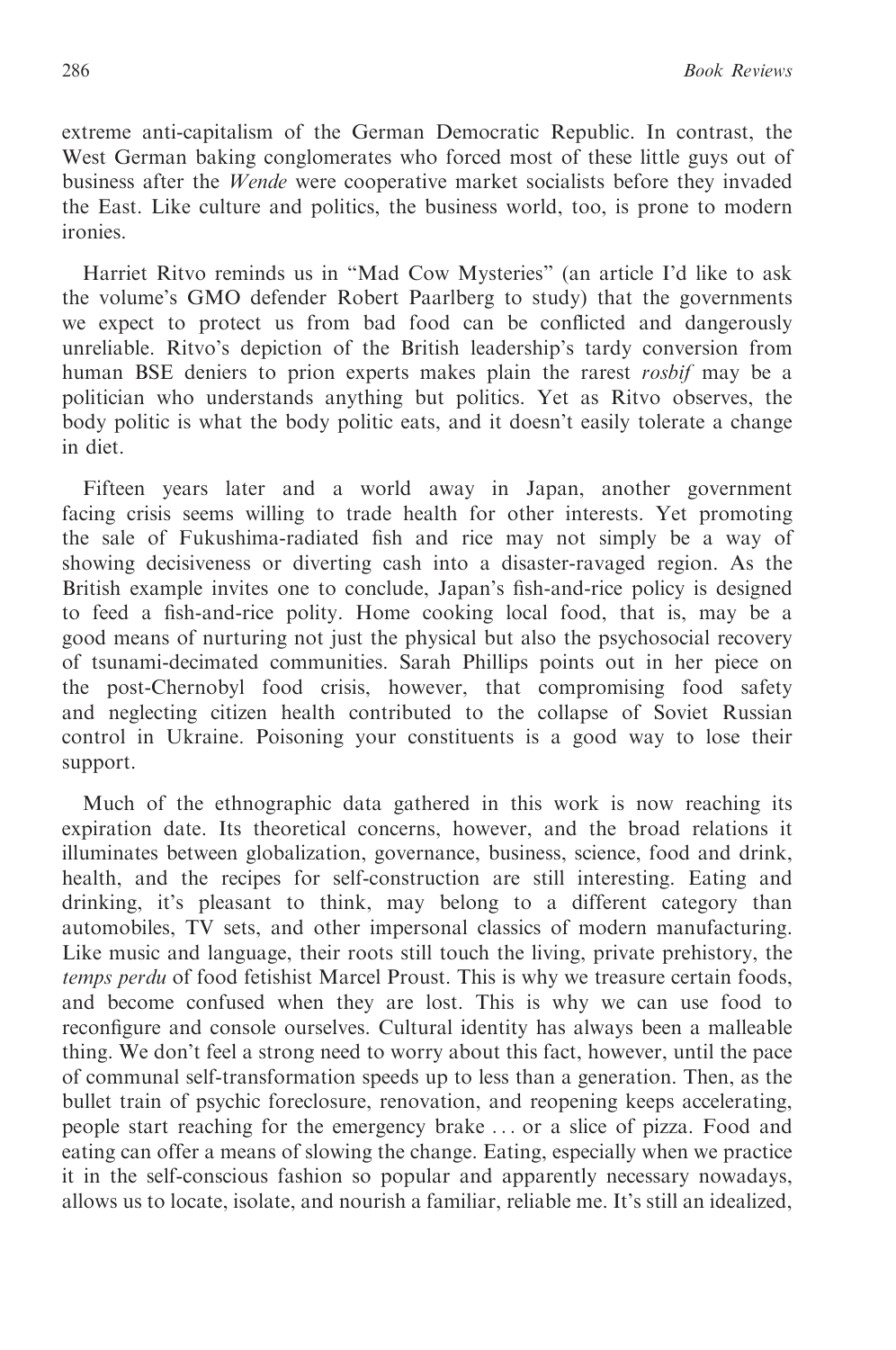extreme anti-capitalism of the German Democratic Republic. In contrast, the West German baking conglomerates who forced most of these little guys out of business after the *Wende* were cooperative market socialists before they invaded the East. Like culture and politics, the business world, too, is prone to modern ironies.

Harriet Ritvo reminds us in "Mad Cow Mysteries" (an article I'd like to ask the volume's GMO defender Robert Paarlberg to study) that the governments we expect to protect us from bad food can be conflicted and dangerously unreliable. Ritvo's depiction of the British leadership's tardy conversion from human BSE deniers to prion experts makes plain the rarest *rosbif* may be a politician who understands anything but politics. Yet as Ritvo observes, the body politic is what the body politic eats, and it doesn't easily tolerate a change in diet.

Fifteen years later and a world away in Japan, another government facing crisis seems willing to trade health for other interests. Yet promoting the sale of Fukushima-radiated fish and rice may not simply be a way of showing decisiveness or diverting cash into a disaster-ravaged region. As the British example invites one to conclude, Japan's fish-and-rice policy is designed to feed a fish-and-rice polity. Home cooking local food, that is, may be a good means of nurturing not just the physical but also the psychosocial recovery of tsunami-decimated communities. Sarah Phillips points out in her piece on the post-Chernobyl food crisis, however, that compromising food safety and neglecting citizen health contributed to the collapse of Soviet Russian control in Ukraine. Poisoning your constituents is a good way to lose their support.

Much of the ethnographic data gathered in this work is now reaching its expiration date. Its theoretical concerns, however, and the broad relations it illuminates between globalization, governance, business, science, food and drink, health, and the recipes for self-construction are still interesting. Eating and drinking, it's pleasant to think, may belong to a different category than automobiles, TV sets, and other impersonal classics of modern manufacturing. Like music and language, their roots still touch the living, private prehistory, the *temps perdu* of food fetishist Marcel Proust. This is why we treasure certain foods, and become confused when they are lost. This is why we can use food to reconfigure and console ourselves. Cultural identity has always been a malleable thing. We don't feel a strong need to worry about this fact, however, until the pace of communal self-transformation speeds up to less than a generation. Then, as the bullet train of psychic foreclosure, renovation, and reopening keeps accelerating, people start reaching for the emergency brake ... or a slice of pizza. Food and eating can offer a means of slowing the change. Eating, especially when we practice it in the self-conscious fashion so popular and apparently necessary nowadays, allows us to locate, isolate, and nourish a familiar, reliable me. It's still an idealized,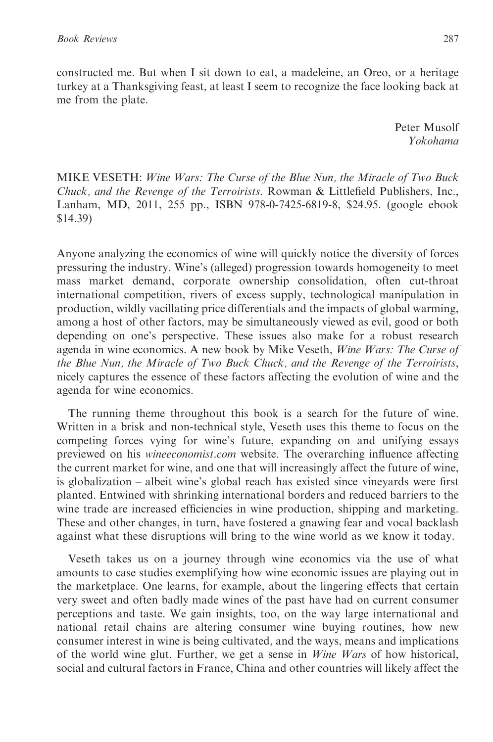constructed me. But when I sit down to eat, a madeleine, an Oreo, or a heritage turkey at a Thanksgiving feast, at least I seem to recognize the face looking back at me from the plate.

Peter Musolf
*Yokohama*

MIKE VESETH: *Wine Wars: The Curse of the Blue Nun, the Miracle of Two Buck Chuck, and the Revenge of the Terroirists*. Rowman & Littlefield Publishers, Inc., Lanham, MD, 2011, 255 pp., ISBN 978-0-7425-6819-8, $24.95. (google ebook $14.39)

Anyone analyzing the economics of wine will quickly notice the diversity of forces pressuring the industry. Wine's (alleged) progression towards homogeneity to meet mass market demand, corporate ownership consolidation, often cut-throat international competition, rivers of excess supply, technological manipulation in production, wildly vacillating price differentials and the impacts of global warming, among a host of other factors, may be simultaneously viewed as evil, good or both depending on one's perspective. These issues also make for a robust research agenda in wine economics. A new book by Mike Veseth, *Wine Wars: The Curse of the Blue Nun, the Miracle of Two Buck Chuck, and the Revenge of the Terroirists*, nicely captures the essence of these factors affecting the evolution of wine and the agenda for wine economics.

The running theme throughout this book is a search for the future of wine. Written in a brisk and non-technical style, Veseth uses this theme to focus on the competing forces vying for wine's future, expanding on and unifying essays previewed on his *wineeconomist.com* website. The overarching influence affecting the current market for wine, and one that will increasingly affect the future of wine, is globalization – albeit wine's global reach has existed since vineyards were first planted. Entwined with shrinking international borders and reduced barriers to the wine trade are increased efficiencies in wine production, shipping and marketing. These and other changes, in turn, have fostered a gnawing fear and vocal backlash against what these disruptions will bring to the wine world as we know it today.

Veseth takes us on a journey through wine economics via the use of what amounts to case studies exemplifying how wine economic issues are playing out in the marketplace. One learns, for example, about the lingering effects that certain very sweet and often badly made wines of the past have had on current consumer perceptions and taste. We gain insights, too, on the way large international and national retail chains are altering consumer wine buying routines, how new consumer interest in wine is being cultivated, and the ways, means and implications of the world wine glut. Further, we get a sense in *Wine Wars* of how historical, social and cultural factors in France, China and other countries will likely affect the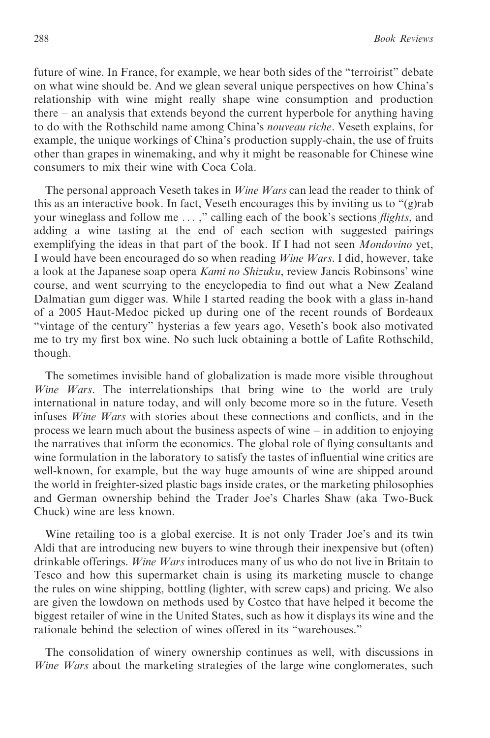future of wine. In France, for example, we hear both sides of the "terroirist" debate on what wine should be. And we glean several unique perspectives on how China's relationship with wine might really shape wine consumption and production there – an analysis that extends beyond the current hyperbole for anything having to do with the Rothschild name among China's *nouveau riche*. Veseth explains, for example, the unique workings of China's production supply-chain, the use of fruits other than grapes in winemaking, and why it might be reasonable for Chinese wine consumers to mix their wine with Coca Cola.

The personal approach Veseth takes in *Wine Wars* can lead the reader to think of this as an interactive book. In fact, Veseth encourages this by inviting us to "(g)rab your wineglass and follow me . . . ," calling each of the book's sections *flights*, and adding a wine tasting at the end of each section with suggested pairings exemplifying the ideas in that part of the book. If I had not seen *Mondovino* yet, I would have been encouraged do so when reading *Wine Wars*. I did, however, take a look at the Japanese soap opera *Kami no Shizuku*, review Jancis Robinsons' wine course, and went scurrying to the encyclopedia to find out what a New Zealand Dalmatian gum digger was. While I started reading the book with a glass in-hand of a 2005 Haut-Medoc picked up during one of the recent rounds of Bordeaux "vintage of the century" hysterias a few years ago, Veseth's book also motivated me to try my first box wine. No such luck obtaining a bottle of Lafite Rothschild, though.

The sometimes invisible hand of globalization is made more visible throughout *Wine Wars*. The interrelationships that bring wine to the world are truly international in nature today, and will only become more so in the future. Veseth infuses *Wine Wars* with stories about these connections and conflicts, and in the process we learn much about the business aspects of wine – in addition to enjoying the narratives that inform the economics. The global role of flying consultants and wine formulation in the laboratory to satisfy the tastes of influential wine critics are well-known, for example, but the way huge amounts of wine are shipped around the world in freighter-sized plastic bags inside crates, or the marketing philosophies and German ownership behind the Trader Joe's Charles Shaw (aka Two-Buck Chuck) wine are less known.

Wine retailing too is a global exercise. It is not only Trader Joe's and its twin Aldi that are introducing new buyers to wine through their inexpensive but (often) drinkable offerings. *Wine Wars* introduces many of us who do not live in Britain to Tesco and how this supermarket chain is using its marketing muscle to change the rules on wine shipping, bottling (lighter, with screw caps) and pricing. We also are given the lowdown on methods used by Costco that have helped it become the biggest retailer of wine in the United States, such as how it displays its wine and the rationale behind the selection of wines offered in its "warehouses."

The consolidation of winery ownership continues as well, with discussions in *Wine Wars* about the marketing strategies of the large wine conglomerates, such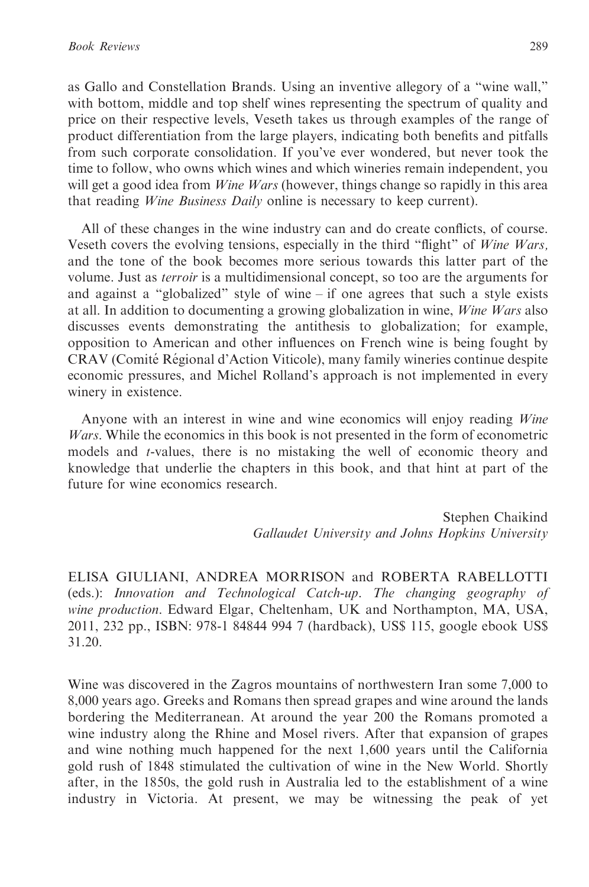as Gallo and Constellation Brands. Using an inventive allegory of a "wine wall," with bottom, middle and top shelf wines representing the spectrum of quality and price on their respective levels, Veseth takes us through examples of the range of product differentiation from the large players, indicating both benefits and pitfalls from such corporate consolidation. If you've ever wondered, but never took the time to follow, who owns which wines and which wineries remain independent, you will get a good idea from *Wine Wars* (however, things change so rapidly in this area that reading *Wine Business Daily* online is necessary to keep current).

All of these changes in the wine industry can and do create conflicts, of course. Veseth covers the evolving tensions, especially in the third "flight" of *Wine Wars,* and the tone of the book becomes more serious towards this latter part of the volume. Just as *terroir* is a multidimensional concept, so too are the arguments for and against a "globalized" style of wine – if one agrees that such a style exists at all. In addition to documenting a growing globalization in wine, *Wine Wars* also discusses events demonstrating the antithesis to globalization; for example, opposition to American and other influences on French wine is being fought by CRAV (Comité Régional d'Action Viticole), many family wineries continue despite economic pressures, and Michel Rolland's approach is not implemented in every winery in existence.

Anyone with an interest in wine and wine economics will enjoy reading *Wine Wars*. While the economics in this book is not presented in the form of econometric models and *t*-values, there is no mistaking the well of economic theory and knowledge that underlie the chapters in this book, and that hint at part of the future for wine economics research.

Stephen Chaikind
*Gallaudet University and Johns Hopkins University*

ELISA GIULIANI, ANDREA MORRISON and ROBERTA RABELLOTTI (eds.): *Innovation and Technological Catch-up. The changing geography of wine production*. Edward Elgar, Cheltenham, UK and Northampton, MA, USA, 2011, 232 pp., ISBN: 978-1 84844 994 7 (hardback), US$ 115, google ebook US$ 31.20.

Wine was discovered in the Zagros mountains of northwestern Iran some 7,000 to 8,000 years ago. Greeks and Romans then spread grapes and wine around the lands bordering the Mediterranean. At around the year 200 the Romans promoted a wine industry along the Rhine and Mosel rivers. After that expansion of grapes and wine nothing much happened for the next 1,600 years until the California gold rush of 1848 stimulated the cultivation of wine in the New World. Shortly after, in the 1850s, the gold rush in Australia led to the establishment of a wine industry in Victoria. At present, we may be witnessing the peak of yet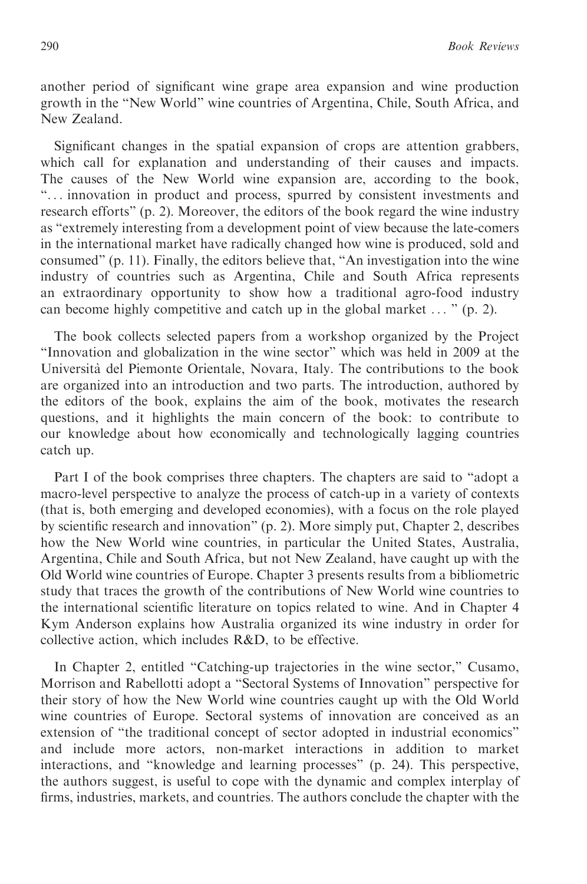another period of significant wine grape area expansion and wine production growth in the "New World" wine countries of Argentina, Chile, South Africa, and New Zealand.

Significant changes in the spatial expansion of crops are attention grabbers, which call for explanation and understanding of their causes and impacts. The causes of the New World wine expansion are, according to the book, "... innovation in product and process, spurred by consistent investments and research efforts" (p. 2). Moreover, the editors of the book regard the wine industry as "extremely interesting from a development point of view because the late-comers in the international market have radically changed how wine is produced, sold and consumed" (p. 11). Finally, the editors believe that, "An investigation into the wine industry of countries such as Argentina, Chile and South Africa represents an extraordinary opportunity to show how a traditional agro-food industry can become highly competitive and catch up in the global market ... " (p. 2).

The book collects selected papers from a workshop organized by the Project "Innovation and globalization in the wine sector" which was held in 2009 at the Università del Piemonte Orientale, Novara, Italy. The contributions to the book are organized into an introduction and two parts. The introduction, authored by the editors of the book, explains the aim of the book, motivates the research questions, and it highlights the main concern of the book: to contribute to our knowledge about how economically and technologically lagging countries catch up.

Part I of the book comprises three chapters. The chapters are said to "adopt a macro-level perspective to analyze the process of catch-up in a variety of contexts (that is, both emerging and developed economies), with a focus on the role played by scientific research and innovation" (p. 2). More simply put, Chapter 2, describes how the New World wine countries, in particular the United States, Australia, Argentina, Chile and South Africa, but not New Zealand, have caught up with the Old World wine countries of Europe. Chapter 3 presents results from a bibliometric study that traces the growth of the contributions of New World wine countries to the international scientific literature on topics related to wine. And in Chapter 4 Kym Anderson explains how Australia organized its wine industry in order for collective action, which includes R&D, to be effective.

In Chapter 2, entitled "Catching-up trajectories in the wine sector," Cusamo, Morrison and Rabellotti adopt a "Sectoral Systems of Innovation" perspective for their story of how the New World wine countries caught up with the Old World wine countries of Europe. Sectoral systems of innovation are conceived as an extension of "the traditional concept of sector adopted in industrial economics" and include more actors, non-market interactions in addition to market interactions, and "knowledge and learning processes" (p. 24). This perspective, the authors suggest, is useful to cope with the dynamic and complex interplay of firms, industries, markets, and countries. The authors conclude the chapter with the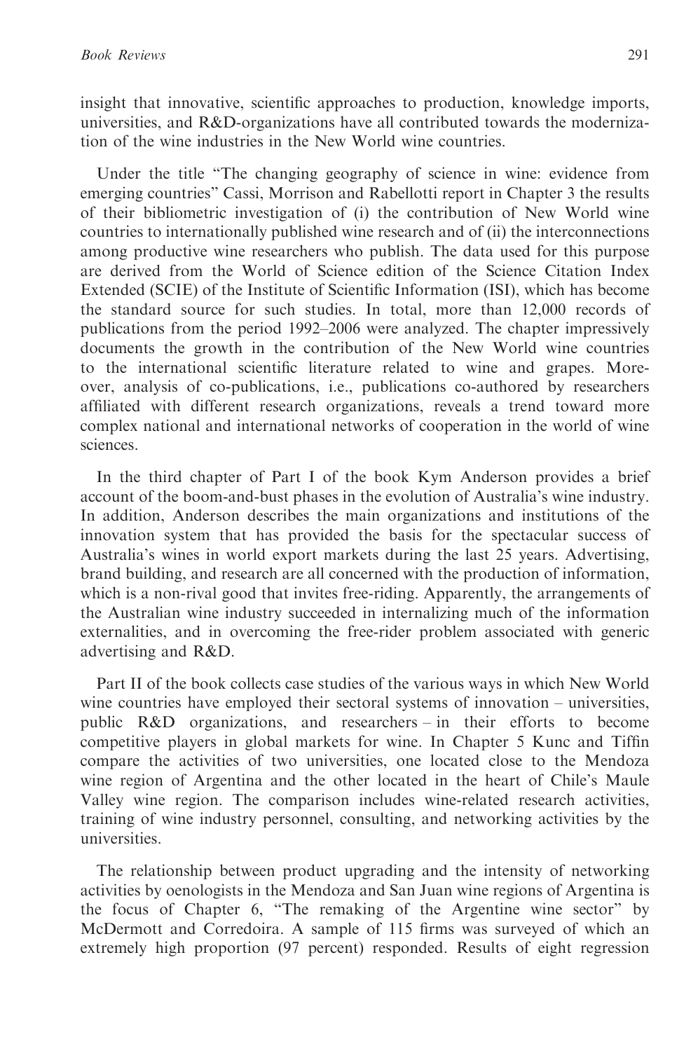insight that innovative, scientific approaches to production, knowledge imports, universities, and R&D-organizations have all contributed towards the modernization of the wine industries in the New World wine countries.

Under the title "The changing geography of science in wine: evidence from emerging countries" Cassi, Morrison and Rabellotti report in Chapter 3 the results of their bibliometric investigation of (i) the contribution of New World wine countries to internationally published wine research and of (ii) the interconnections among productive wine researchers who publish. The data used for this purpose are derived from the World of Science edition of the Science Citation Index Extended (SCIE) of the Institute of Scientific Information (ISI), which has become the standard source for such studies. In total, more than 12,000 records of publications from the period 1992–2006 were analyzed. The chapter impressively documents the growth in the contribution of the New World wine countries to the international scientific literature related to wine and grapes. Moreover, analysis of co-publications, i.e., publications co-authored by researchers affiliated with different research organizations, reveals a trend toward more complex national and international networks of cooperation in the world of wine sciences.

In the third chapter of Part I of the book Kym Anderson provides a brief account of the boom-and-bust phases in the evolution of Australia's wine industry. In addition, Anderson describes the main organizations and institutions of the innovation system that has provided the basis for the spectacular success of Australia's wines in world export markets during the last 25 years. Advertising, brand building, and research are all concerned with the production of information, which is a non-rival good that invites free-riding. Apparently, the arrangements of the Australian wine industry succeeded in internalizing much of the information externalities, and in overcoming the free-rider problem associated with generic advertising and R&D.

Part II of the book collects case studies of the various ways in which New World wine countries have employed their sectoral systems of innovation – universities, public R&D organizations, and researchers – in their efforts to become competitive players in global markets for wine. In Chapter 5 Kunc and Tiffin compare the activities of two universities, one located close to the Mendoza wine region of Argentina and the other located in the heart of Chile's Maule Valley wine region. The comparison includes wine-related research activities, training of wine industry personnel, consulting, and networking activities by the universities.

The relationship between product upgrading and the intensity of networking activities by oenologists in the Mendoza and San Juan wine regions of Argentina is the focus of Chapter 6, "The remaking of the Argentine wine sector" by McDermott and Corredoira. A sample of 115 firms was surveyed of which an extremely high proportion (97 percent) responded. Results of eight regression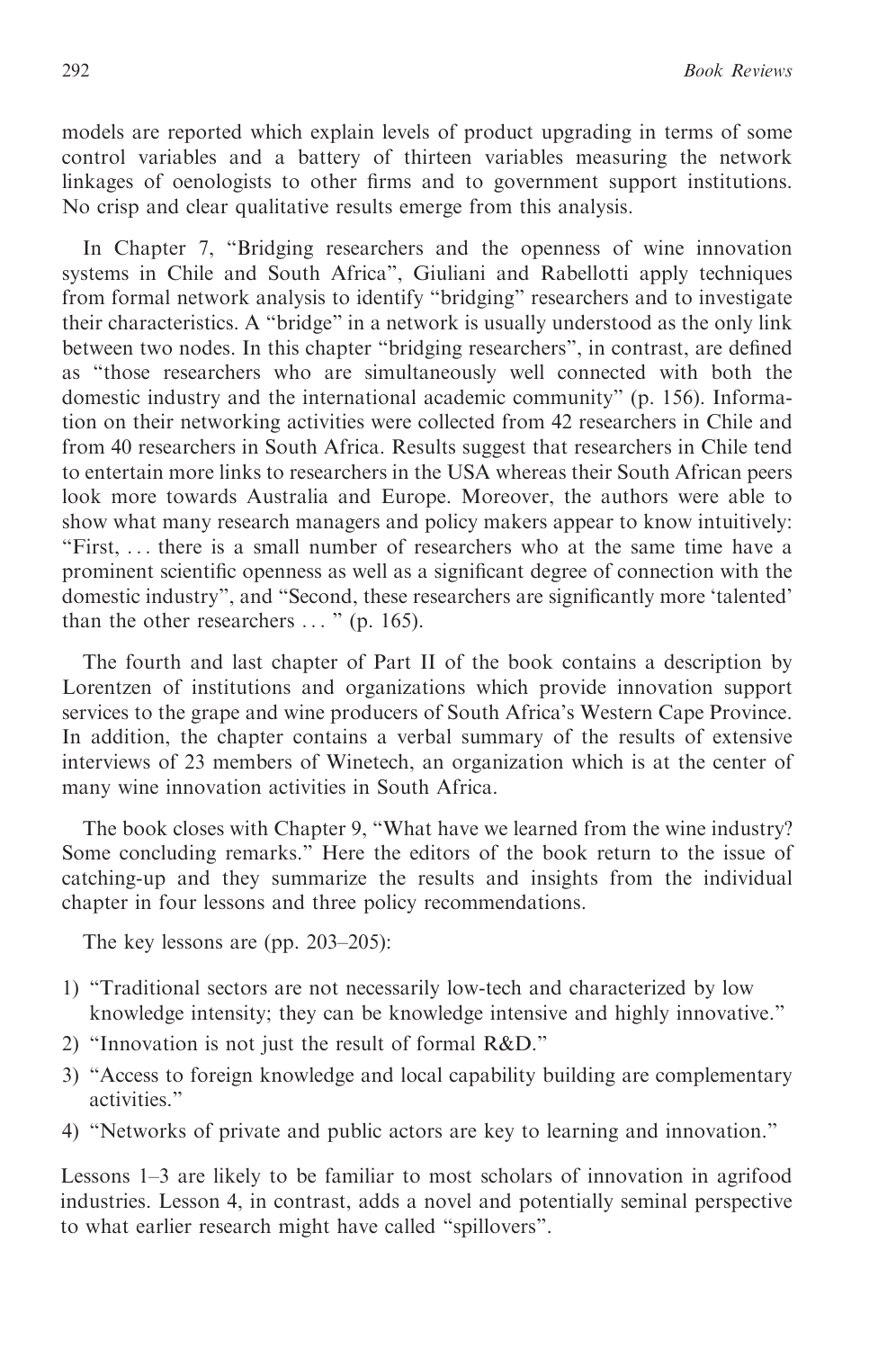models are reported which explain levels of product upgrading in terms of some control variables and a battery of thirteen variables measuring the network linkages of oenologists to other firms and to government support institutions. No crisp and clear qualitative results emerge from this analysis.

In Chapter 7, "Bridging researchers and the openness of wine innovation systems in Chile and South Africa", Giuliani and Rabellotti apply techniques from formal network analysis to identify "bridging" researchers and to investigate their characteristics. A "bridge" in a network is usually understood as the only link between two nodes. In this chapter "bridging researchers", in contrast, are defined as "those researchers who are simultaneously well connected with both the domestic industry and the international academic community" (p. 156). Information on their networking activities were collected from 42 researchers in Chile and from 40 researchers in South Africa. Results suggest that researchers in Chile tend to entertain more links to researchers in the USA whereas their South African peers look more towards Australia and Europe. Moreover, the authors were able to show what many research managers and policy makers appear to know intuitively: "First, ... there is a small number of researchers who at the same time have a prominent scientific openness as well as a significant degree of connection with the domestic industry", and "Second, these researchers are significantly more 'talented' than the other researchers ... " (p. 165).

The fourth and last chapter of Part II of the book contains a description by Lorentzen of institutions and organizations which provide innovation support services to the grape and wine producers of South Africa's Western Cape Province. In addition, the chapter contains a verbal summary of the results of extensive interviews of 23 members of Winetech, an organization which is at the center of many wine innovation activities in South Africa.

The book closes with Chapter 9, "What have we learned from the wine industry? Some concluding remarks." Here the editors of the book return to the issue of catching-up and they summarize the results and insights from the individual chapter in four lessons and three policy recommendations.

The key lessons are (pp. 203–205):

1) "Traditional sectors are not necessarily low-tech and characterized by low knowledge intensity; they can be knowledge intensive and highly innovative."
2) "Innovation is not just the result of formal R&D."
3) "Access to foreign knowledge and local capability building are complementary activities."
4) "Networks of private and public actors are key to learning and innovation."

Lessons 1–3 are likely to be familiar to most scholars of innovation in agrifood industries. Lesson 4, in contrast, adds a novel and potentially seminal perspective to what earlier research might have called "spillovers".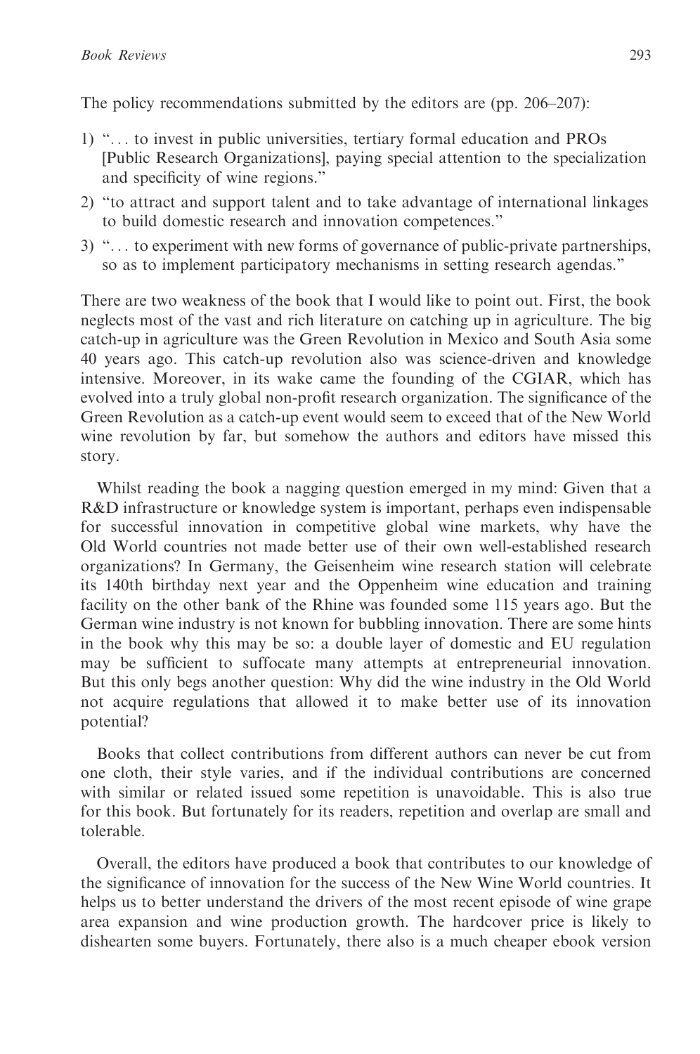The policy recommendations submitted by the editors are (pp. 206–207):

1) "... to invest in public universities, tertiary formal education and PROs [Public Research Organizations], paying special attention to the specialization and specificity of wine regions."
2) "to attract and support talent and to take advantage of international linkages to build domestic research and innovation competences."
3) "... to experiment with new forms of governance of public-private partnerships, so as to implement participatory mechanisms in setting research agendas."

There are two weakness of the book that I would like to point out. First, the book neglects most of the vast and rich literature on catching up in agriculture. The big catch-up in agriculture was the Green Revolution in Mexico and South Asia some 40 years ago. This catch-up revolution also was science-driven and knowledge intensive. Moreover, in its wake came the founding of the CGIAR, which has evolved into a truly global non-profit research organization. The significance of the Green Revolution as a catch-up event would seem to exceed that of the New World wine revolution by far, but somehow the authors and editors have missed this story.

Whilst reading the book a nagging question emerged in my mind: Given that a R&D infrastructure or knowledge system is important, perhaps even indispensable for successful innovation in competitive global wine markets, why have the Old World countries not made better use of their own well-established research organizations? In Germany, the Geisenheim wine research station will celebrate its 140th birthday next year and the Oppenheim wine education and training facility on the other bank of the Rhine was founded some 115 years ago. But the German wine industry is not known for bubbling innovation. There are some hints in the book why this may be so: a double layer of domestic and EU regulation may be sufficient to suffocate many attempts at entrepreneurial innovation. But this only begs another question: Why did the wine industry in the Old World not acquire regulations that allowed it to make better use of its innovation potential?

Books that collect contributions from different authors can never be cut from one cloth, their style varies, and if the individual contributions are concerned with similar or related issued some repetition is unavoidable. This is also true for this book. But fortunately for its readers, repetition and overlap are small and tolerable.

Overall, the editors have produced a book that contributes to our knowledge of the significance of innovation for the success of the New Wine World countries. It helps us to better understand the drivers of the most recent episode of wine grape area expansion and wine production growth. The hardcover price is likely to dishearten some buyers. Fortunately, there also is a much cheaper ebook version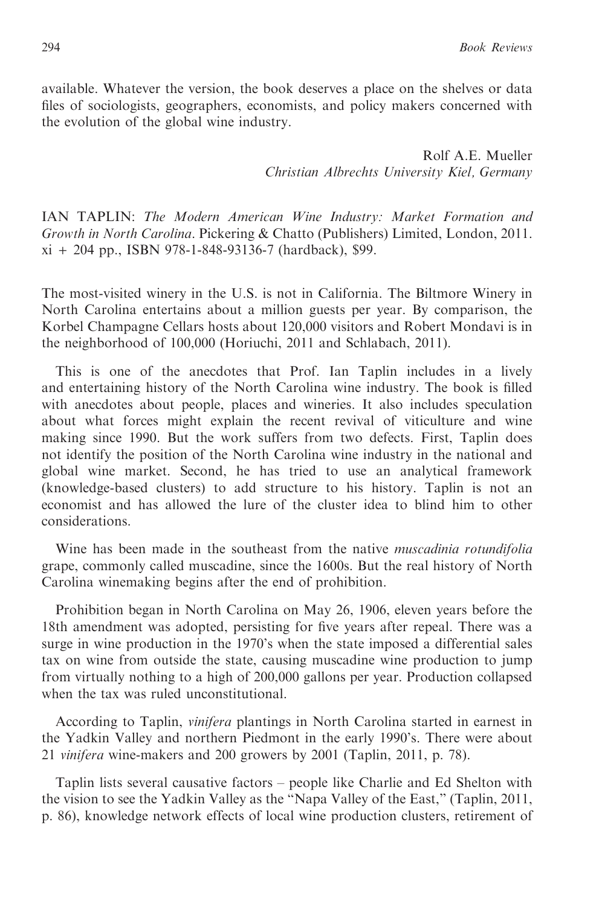available. Whatever the version, the book deserves a place on the shelves or data files of sociologists, geographers, economists, and policy makers concerned with the evolution of the global wine industry.

Rolf A.E. Mueller
*Christian Albrechts University Kiel, Germany*

IAN TAPLIN: *The Modern American Wine Industry: Market Formation and Growth in North Carolina*. Pickering & Chatto (Publishers) Limited, London, 2011. xi + 204 pp., ISBN 978-1-848-93136-7 (hardback), $99.

The most-visited winery in the U.S. is not in California. The Biltmore Winery in North Carolina entertains about a million guests per year. By comparison, the Korbel Champagne Cellars hosts about 120,000 visitors and Robert Mondavi is in the neighborhood of 100,000 (Horiuchi, 2011 and Schlabach, 2011).

This is one of the anecdotes that Prof. Ian Taplin includes in a lively and entertaining history of the North Carolina wine industry. The book is filled with anecdotes about people, places and wineries. It also includes speculation about what forces might explain the recent revival of viticulture and wine making since 1990. But the work suffers from two defects. First, Taplin does not identify the position of the North Carolina wine industry in the national and global wine market. Second, he has tried to use an analytical framework (knowledge-based clusters) to add structure to his history. Taplin is not an economist and has allowed the lure of the cluster idea to blind him to other considerations.

Wine has been made in the southeast from the native *muscadinia rotundifolia* grape, commonly called muscadine, since the 1600s. But the real history of North Carolina winemaking begins after the end of prohibition.

Prohibition began in North Carolina on May 26, 1906, eleven years before the 18th amendment was adopted, persisting for five years after repeal. There was a surge in wine production in the 1970's when the state imposed a differential sales tax on wine from outside the state, causing muscadine wine production to jump from virtually nothing to a high of 200,000 gallons per year. Production collapsed when the tax was ruled unconstitutional.

According to Taplin, *vinifera* plantings in North Carolina started in earnest in the Yadkin Valley and northern Piedmont in the early 1990's. There were about 21 *vinifera* wine-makers and 200 growers by 2001 (Taplin, 2011, p. 78).

Taplin lists several causative factors – people like Charlie and Ed Shelton with the vision to see the Yadkin Valley as the "Napa Valley of the East," (Taplin, 2011, p. 86), knowledge network effects of local wine production clusters, retirement of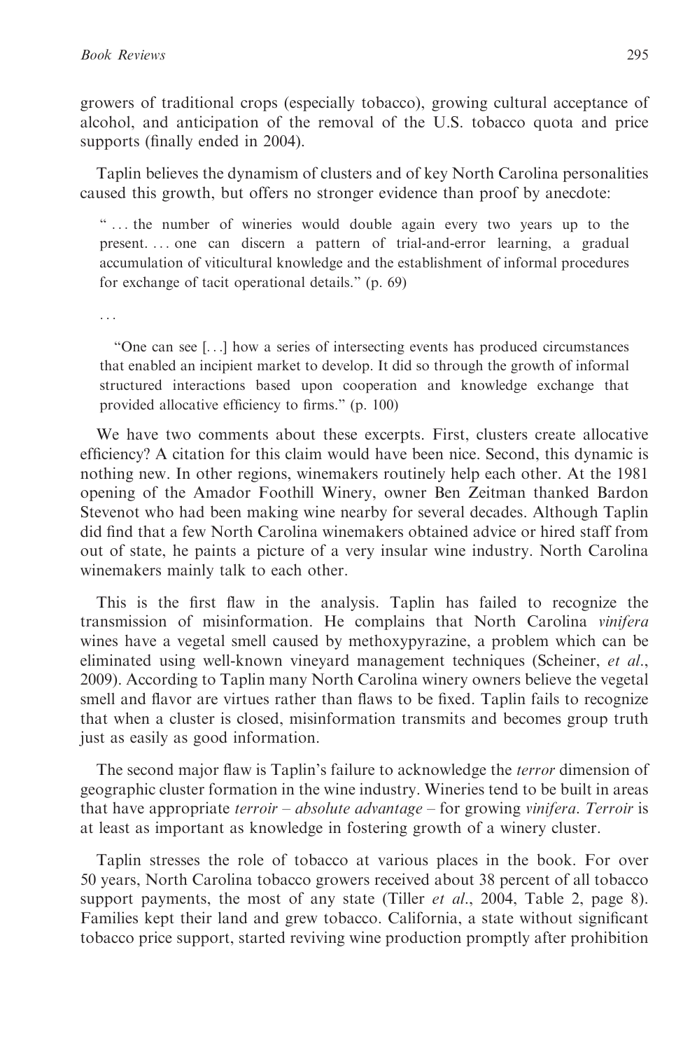growers of traditional crops (especially tobacco), growing cultural acceptance of alcohol, and anticipation of the removal of the U.S. tobacco quota and price supports (finally ended in 2004).

Taplin believes the dynamism of clusters and of key North Carolina personalities caused this growth, but offers no stronger evidence than proof by anecdote:

> " ... the number of wineries would double again every two years up to the present. ... one can discern a pattern of trial-and-error learning, a gradual accumulation of viticultural knowledge and the establishment of informal procedures for exchange of tacit operational details." (p. 69)
>
> ...
>
> "One can see [...] how a series of intersecting events has produced circumstances that enabled an incipient market to develop. It did so through the growth of informal structured interactions based upon cooperation and knowledge exchange that provided allocative efficiency to firms." (p. 100)

We have two comments about these excerpts. First, clusters create allocative efficiency? A citation for this claim would have been nice. Second, this dynamic is nothing new. In other regions, winemakers routinely help each other. At the 1981 opening of the Amador Foothill Winery, owner Ben Zeitman thanked Bardon Stevenot who had been making wine nearby for several decades. Although Taplin did find that a few North Carolina winemakers obtained advice or hired staff from out of state, he paints a picture of a very insular wine industry. North Carolina winemakers mainly talk to each other.

This is the first flaw in the analysis. Taplin has failed to recognize the transmission of misinformation. He complains that North Carolina *vinifera* wines have a vegetal smell caused by methoxypyrazine, a problem which can be eliminated using well-known vineyard management techniques (Scheiner, *et al.*, 2009). According to Taplin many North Carolina winery owners believe the vegetal smell and flavor are virtues rather than flaws to be fixed. Taplin fails to recognize that when a cluster is closed, misinformation transmits and becomes group truth just as easily as good information.

The second major flaw is Taplin's failure to acknowledge the *terror* dimension of geographic cluster formation in the wine industry. Wineries tend to be built in areas that have appropriate *terroir – absolute advantage –* for growing *vinifera*. *Terroir* is at least as important as knowledge in fostering growth of a winery cluster.

Taplin stresses the role of tobacco at various places in the book. For over 50 years, North Carolina tobacco growers received about 38 percent of all tobacco support payments, the most of any state (Tiller *et al.*, 2004, Table 2, page 8). Families kept their land and grew tobacco. California, a state without significant tobacco price support, started reviving wine production promptly after prohibition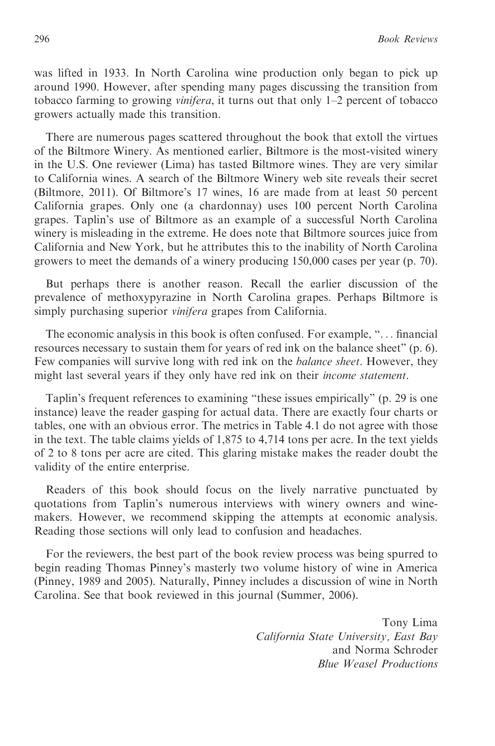was lifted in 1933. In North Carolina wine production only began to pick up around 1990. However, after spending many pages discussing the transition from tobacco farming to growing *vinifera*, it turns out that only 1–2 percent of tobacco growers actually made this transition.

There are numerous pages scattered throughout the book that extoll the virtues of the Biltmore Winery. As mentioned earlier, Biltmore is the most-visited winery in the U.S. One reviewer (Lima) has tasted Biltmore wines. They are very similar to California wines. A search of the Biltmore Winery web site reveals their secret (Biltmore, 2011). Of Biltmore's 17 wines, 16 are made from at least 50 percent California grapes. Only one (a chardonnay) uses 100 percent North Carolina grapes. Taplin's use of Biltmore as an example of a successful North Carolina winery is misleading in the extreme. He does note that Biltmore sources juice from California and New York, but he attributes this to the inability of North Carolina growers to meet the demands of a winery producing 150,000 cases per year (p. 70).

But perhaps there is another reason. Recall the earlier discussion of the prevalence of methoxypyrazine in North Carolina grapes. Perhaps Biltmore is simply purchasing superior *vinifera* grapes from California.

The economic analysis in this book is often confused. For example, "... financial resources necessary to sustain them for years of red ink on the balance sheet" (p. 6). Few companies will survive long with red ink on the *balance sheet*. However, they might last several years if they only have red ink on their *income statement*.

Taplin's frequent references to examining "these issues empirically" (p. 29 is one instance) leave the reader gasping for actual data. There are exactly four charts or tables, one with an obvious error. The metrics in Table 4.1 do not agree with those in the text. The table claims yields of 1,875 to 4,714 tons per acre. In the text yields of 2 to 8 tons per acre are cited. This glaring mistake makes the reader doubt the validity of the entire enterprise.

Readers of this book should focus on the lively narrative punctuated by quotations from Taplin's numerous interviews with winery owners and winemakers. However, we recommend skipping the attempts at economic analysis. Reading those sections will only lead to confusion and headaches.

For the reviewers, the best part of the book review process was being spurred to begin reading Thomas Pinney's masterly two volume history of wine in America (Pinney, 1989 and 2005). Naturally, Pinney includes a discussion of wine in North Carolina. See that book reviewed in this journal (Summer, 2006).

Tony Lima
*California State University, East Bay*
and Norma Schroder
*Blue Weasel Productions*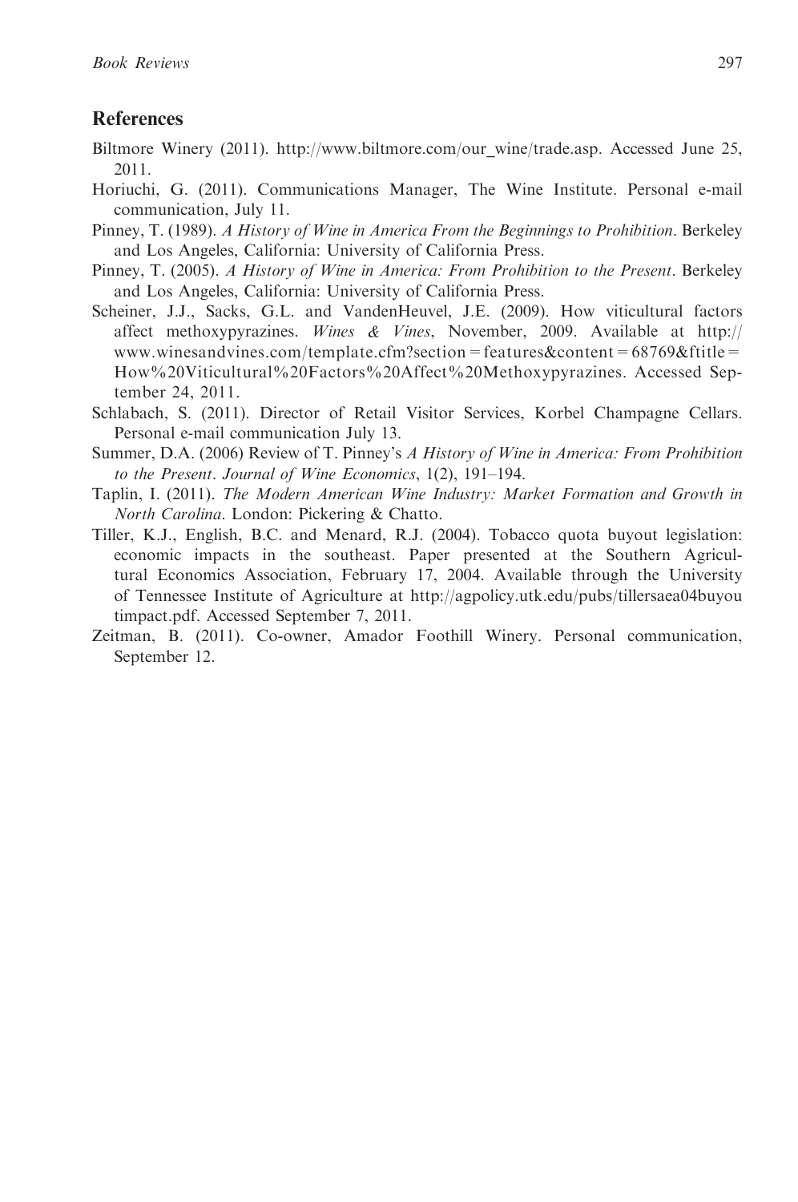## References

Biltmore Winery (2011). http://www.biltmore.com/our_wine/trade.asp. Accessed June 25, 2011.

Horiuchi, G. (2011). Communications Manager, The Wine Institute. Personal e-mail communication, July 11.

Pinney, T. (1989). *A History of Wine in America From the Beginnings to Prohibition*. Berkeley and Los Angeles, California: University of California Press.

Pinney, T. (2005). *A History of Wine in America: From Prohibition to the Present*. Berkeley and Los Angeles, California: University of California Press.

Scheiner, J.J., Sacks, G.L. and VandenHeuvel, J.E. (2009). How viticultural factors affect methoxypyrazines. *Wines & Vines*, November, 2009. Available at http://www.winesandvines.com/template.cfm?section=features&content=68769&ftitle=How%20Viticultural%20Factors%20Affect%20Methoxypyrazines. Accessed September 24, 2011.

Schlabach, S. (2011). Director of Retail Visitor Services, Korbel Champagne Cellars. Personal e-mail communication July 13.

Summer, D.A. (2006) Review of T. Pinney's *A History of Wine in America: From Prohibition to the Present*. *Journal of Wine Economics*, 1(2), 191–194.

Taplin, I. (2011). *The Modern American Wine Industry: Market Formation and Growth in North Carolina*. London: Pickering & Chatto.

Tiller, K.J., English, B.C. and Menard, R.J. (2004). Tobacco quota buyout legislation: economic impacts in the southeast. Paper presented at the Southern Agricultural Economics Association, February 17, 2004. Available through the University of Tennessee Institute of Agriculture at http://agpolicy.utk.edu/pubs/tillersaea04buyoutimpact.pdf. Accessed September 7, 2011.

Zeitman, B. (2011). Co-owner, Amador Foothill Winery. Personal communication, September 12.